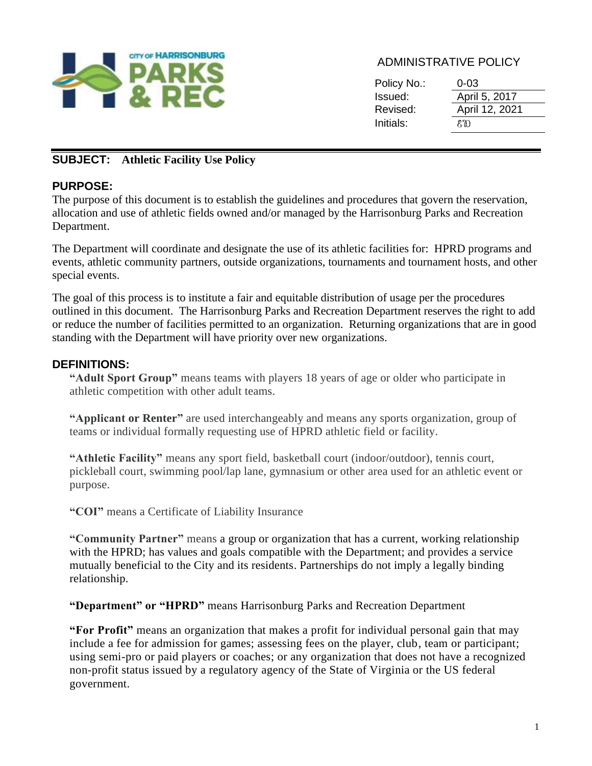ADMINISTRATIVE POLICY

| Policy No.: | 0-03 |
| --- | --- |
| Issued: | April 5, 2017 |
| Revised: | April 12, 2021 |
| Initials: | ED |

## SUBJECT: Athletic Facility Use Policy

## PURPOSE:

The purpose of this document is to establish the guidelines and procedures that govern the reservation, allocation and use of athletic fields owned and/or managed by the Harrisonburg Parks and Recreation Department.

The Department will coordinate and designate the use of its athletic facilities for: HPRD programs and events, athletic community partners, outside organizations, tournaments and tournament hosts, and other special events.

The goal of this process is to institute a fair and equitable distribution of usage per the procedures outlined in this document. The Harrisonburg Parks and Recreation Department reserves the right to add or reduce the number of facilities permitted to an organization. Returning organizations that are in good standing with the Department will have priority over new organizations.

## DEFINITIONS:

**"Adult Sport Group"** means teams with players 18 years of age or older who participate in athletic competition with other adult teams.

**"Applicant or Renter"** are used interchangeably and means any sports organization, group of teams or individual formally requesting use of HPRD athletic field or facility.

**"Athletic Facility"** means any sport field, basketball court (indoor/outdoor), tennis court, pickleball court, swimming pool/lap lane, gymnasium or other area used for an athletic event or purpose.

**"COI"** means a Certificate of Liability Insurance

**"Community Partner"** means a group or organization that has a current, working relationship with the HPRD; has values and goals compatible with the Department; and provides a service mutually beneficial to the City and its residents. Partnerships do not imply a legally binding relationship.

**"Department" or "HPRD"** means Harrisonburg Parks and Recreation Department

**"For Profit"** means an organization that makes a profit for individual personal gain that may include a fee for admission for games; assessing fees on the player, club, team or participant; using semi-pro or paid players or coaches; or any organization that does not have a recognized non-profit status issued by a regulatory agency of the State of Virginia or the US federal government.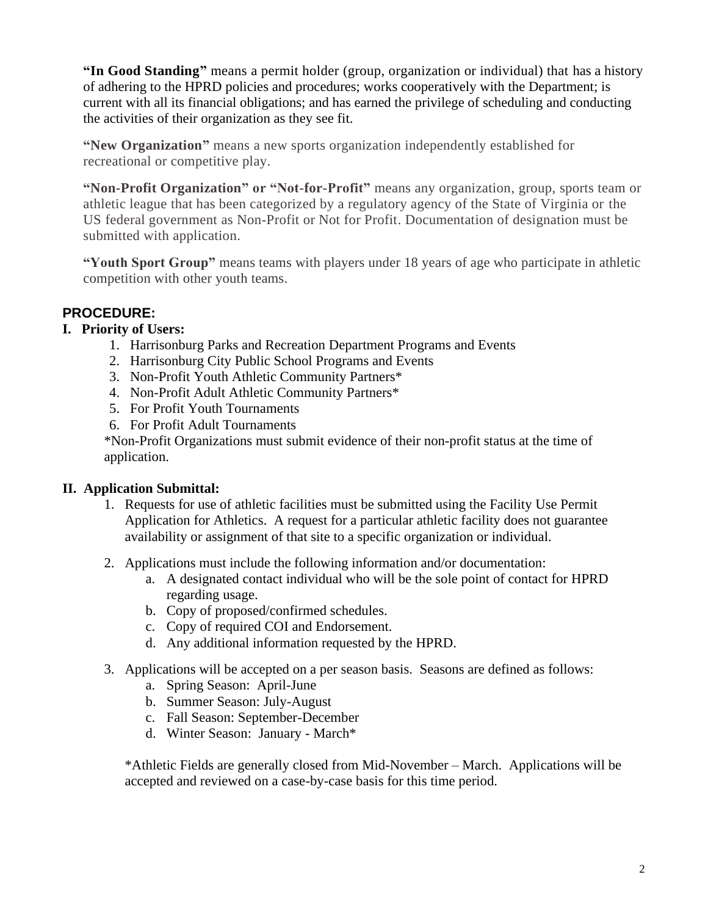**"In Good Standing"** means a permit holder (group, organization or individual) that has a history of adhering to the HPRD policies and procedures; works cooperatively with the Department; is current with all its financial obligations; and has earned the privilege of scheduling and conducting the activities of their organization as they see fit.

**"New Organization"** means a new sports organization independently established for recreational or competitive play.

**"Non-Profit Organization" or "Not-for-Profit"** means any organization, group, sports team or athletic league that has been categorized by a regulatory agency of the State of Virginia or the US federal government as Non-Profit or Not for Profit. Documentation of designation must be submitted with application.

**"Youth Sport Group"** means teams with players under 18 years of age who participate in athletic competition with other youth teams.

## PROCEDURE:

### I. Priority of Users:

1. Harrisonburg Parks and Recreation Department Programs and Events
2. Harrisonburg City Public School Programs and Events
3. Non-Profit Youth Athletic Community Partners*
4. Non-Profit Adult Athletic Community Partners*
5. For Profit Youth Tournaments
6. For Profit Adult Tournaments

*Non-Profit Organizations must submit evidence of their non-profit status at the time of application.

### II. Application Submittal:

1. Requests for use of athletic facilities must be submitted using the Facility Use Permit Application for Athletics. A request for a particular athletic facility does not guarantee availability or assignment of that site to a specific organization or individual.

2. Applications must include the following information and/or documentation:
   a. A designated contact individual who will be the sole point of contact for HPRD regarding usage.
   b. Copy of proposed/confirmed schedules.
   c. Copy of required COI and Endorsement.
   d. Any additional information requested by the HPRD.

3. Applications will be accepted on a per season basis. Seasons are defined as follows:
   a. Spring Season: April-June
   b. Summer Season: July-August
   c. Fall Season: September-December
   d. Winter Season: January - March*

   *Athletic Fields are generally closed from Mid-November – March. Applications will be accepted and reviewed on a case-by-case basis for this time period.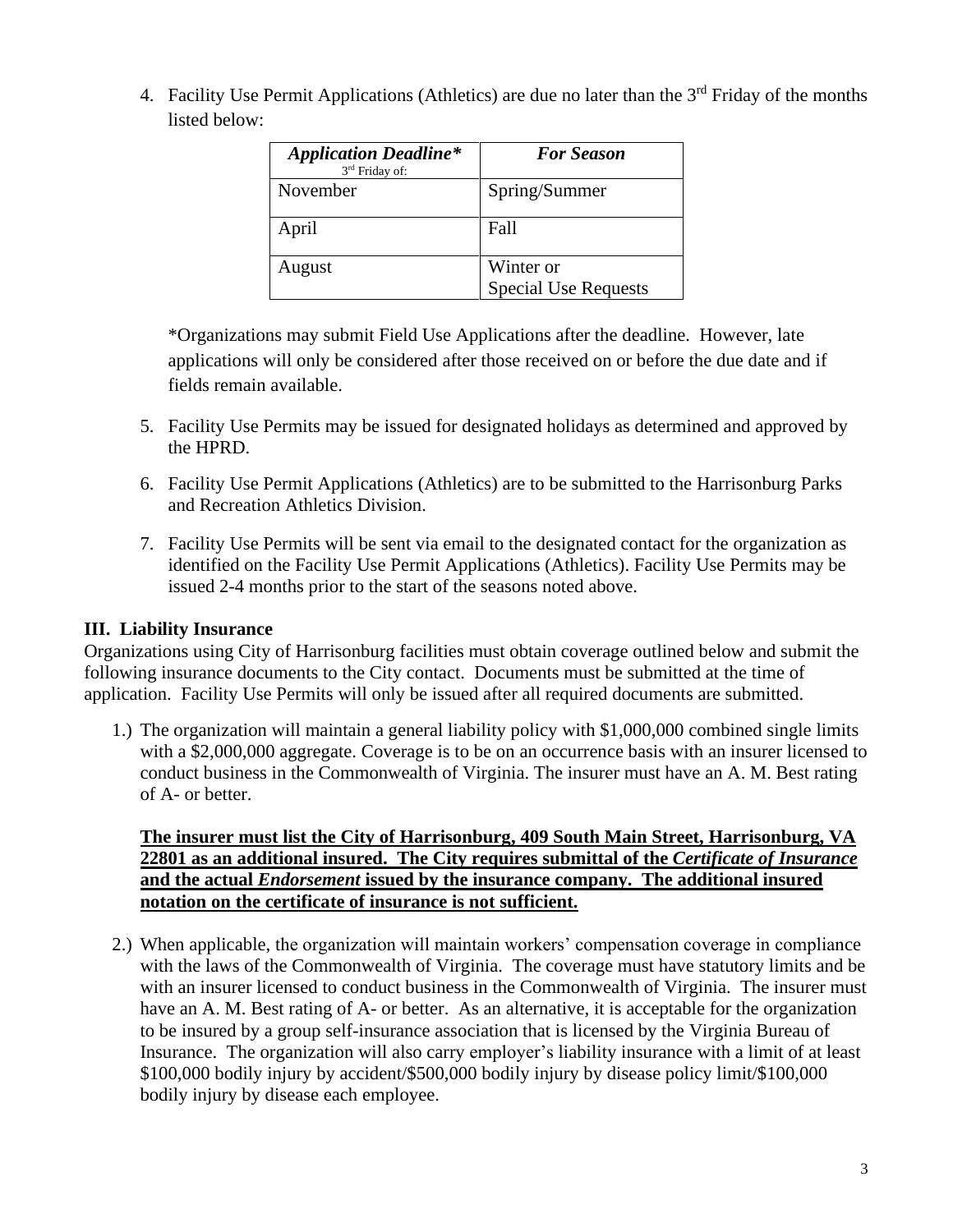4. Facility Use Permit Applications (Athletics) are due no later than the 3rd Friday of the months listed below:

| ***Application Deadline**** 3rd Friday of: | ***For Season*** |
|---|---|
| November | Spring/Summer |
| April | Fall |
| August | Winter or Special Use Requests |

*Organizations may submit Field Use Applications after the deadline. However, late applications will only be considered after those received on or before the due date and if fields remain available.

5. Facility Use Permits may be issued for designated holidays as determined and approved by the HPRD.

6. Facility Use Permit Applications (Athletics) are to be submitted to the Harrisonburg Parks and Recreation Athletics Division.

7. Facility Use Permits will be sent via email to the designated contact for the organization as identified on the Facility Use Permit Applications (Athletics). Facility Use Permits may be issued 2-4 months prior to the start of the seasons noted above.

## III. Liability Insurance

Organizations using City of Harrisonburg facilities must obtain coverage outlined below and submit the following insurance documents to the City contact. Documents must be submitted at the time of application. Facility Use Permits will only be issued after all required documents are submitted.

1.) The organization will maintain a general liability policy with $1,000,000 combined single limits with a $2,000,000 aggregate. Coverage is to be on an occurrence basis with an insurer licensed to conduct business in the Commonwealth of Virginia. The insurer must have an A. M. Best rating of A- or better.

**The insurer must list the City of Harrisonburg, 409 South Main Street, Harrisonburg, VA 22801 as an additional insured. The City requires submittal of the *Certificate of Insurance* and the actual *Endorsement* issued by the insurance company. The additional insured notation on the certificate of insurance is not sufficient.**

2.) When applicable, the organization will maintain workers' compensation coverage in compliance with the laws of the Commonwealth of Virginia. The coverage must have statutory limits and be with an insurer licensed to conduct business in the Commonwealth of Virginia. The insurer must have an A. M. Best rating of A- or better. As an alternative, it is acceptable for the organization to be insured by a group self-insurance association that is licensed by the Virginia Bureau of Insurance. The organization will also carry employer's liability insurance with a limit of at least $100,000 bodily injury by accident/$500,000 bodily injury by disease policy limit/$100,000 bodily injury by disease each employee.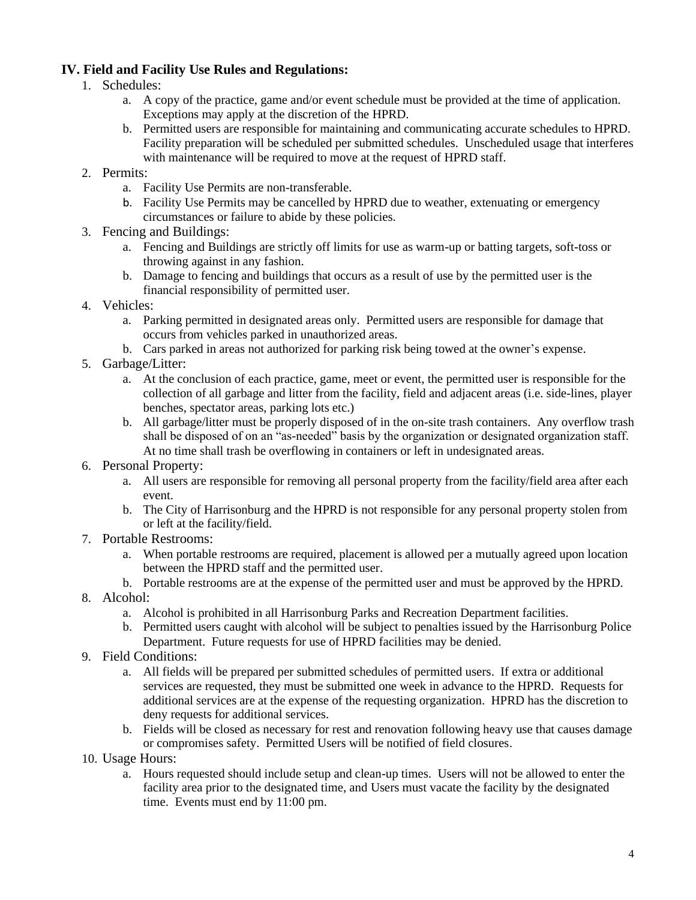## IV. Field and Facility Use Rules and Regulations:

1. Schedules:
   a. A copy of the practice, game and/or event schedule must be provided at the time of application. Exceptions may apply at the discretion of the HPRD.
   b. Permitted users are responsible for maintaining and communicating accurate schedules to HPRD. Facility preparation will be scheduled per submitted schedules. Unscheduled usage that interferes with maintenance will be required to move at the request of HPRD staff.
2. Permits:
   a. Facility Use Permits are non-transferable.
   b. Facility Use Permits may be cancelled by HPRD due to weather, extenuating or emergency circumstances or failure to abide by these policies.
3. Fencing and Buildings:
   a. Fencing and Buildings are strictly off limits for use as warm-up or batting targets, soft-toss or throwing against in any fashion.
   b. Damage to fencing and buildings that occurs as a result of use by the permitted user is the financial responsibility of permitted user.
4. Vehicles:
   a. Parking permitted in designated areas only. Permitted users are responsible for damage that occurs from vehicles parked in unauthorized areas.
   b. Cars parked in areas not authorized for parking risk being towed at the owner's expense.
5. Garbage/Litter:
   a. At the conclusion of each practice, game, meet or event, the permitted user is responsible for the collection of all garbage and litter from the facility, field and adjacent areas (i.e. side-lines, player benches, spectator areas, parking lots etc.)
   b. All garbage/litter must be properly disposed of in the on-site trash containers. Any overflow trash shall be disposed of on an "as-needed" basis by the organization or designated organization staff. At no time shall trash be overflowing in containers or left in undesignated areas.
6. Personal Property:
   a. All users are responsible for removing all personal property from the facility/field area after each event.
   b. The City of Harrisonburg and the HPRD is not responsible for any personal property stolen from or left at the facility/field.
7. Portable Restrooms:
   a. When portable restrooms are required, placement is allowed per a mutually agreed upon location between the HPRD staff and the permitted user.
   b. Portable restrooms are at the expense of the permitted user and must be approved by the HPRD.
8. Alcohol:
   a. Alcohol is prohibited in all Harrisonburg Parks and Recreation Department facilities.
   b. Permitted users caught with alcohol will be subject to penalties issued by the Harrisonburg Police Department. Future requests for use of HPRD facilities may be denied.
9. Field Conditions:
   a. All fields will be prepared per submitted schedules of permitted users. If extra or additional services are requested, they must be submitted one week in advance to the HPRD. Requests for additional services are at the expense of the requesting organization. HPRD has the discretion to deny requests for additional services.
   b. Fields will be closed as necessary for rest and renovation following heavy use that causes damage or compromises safety. Permitted Users will be notified of field closures.
10. Usage Hours:
    a. Hours requested should include setup and clean-up times. Users will not be allowed to enter the facility area prior to the designated time, and Users must vacate the facility by the designated time. Events must end by 11:00 pm.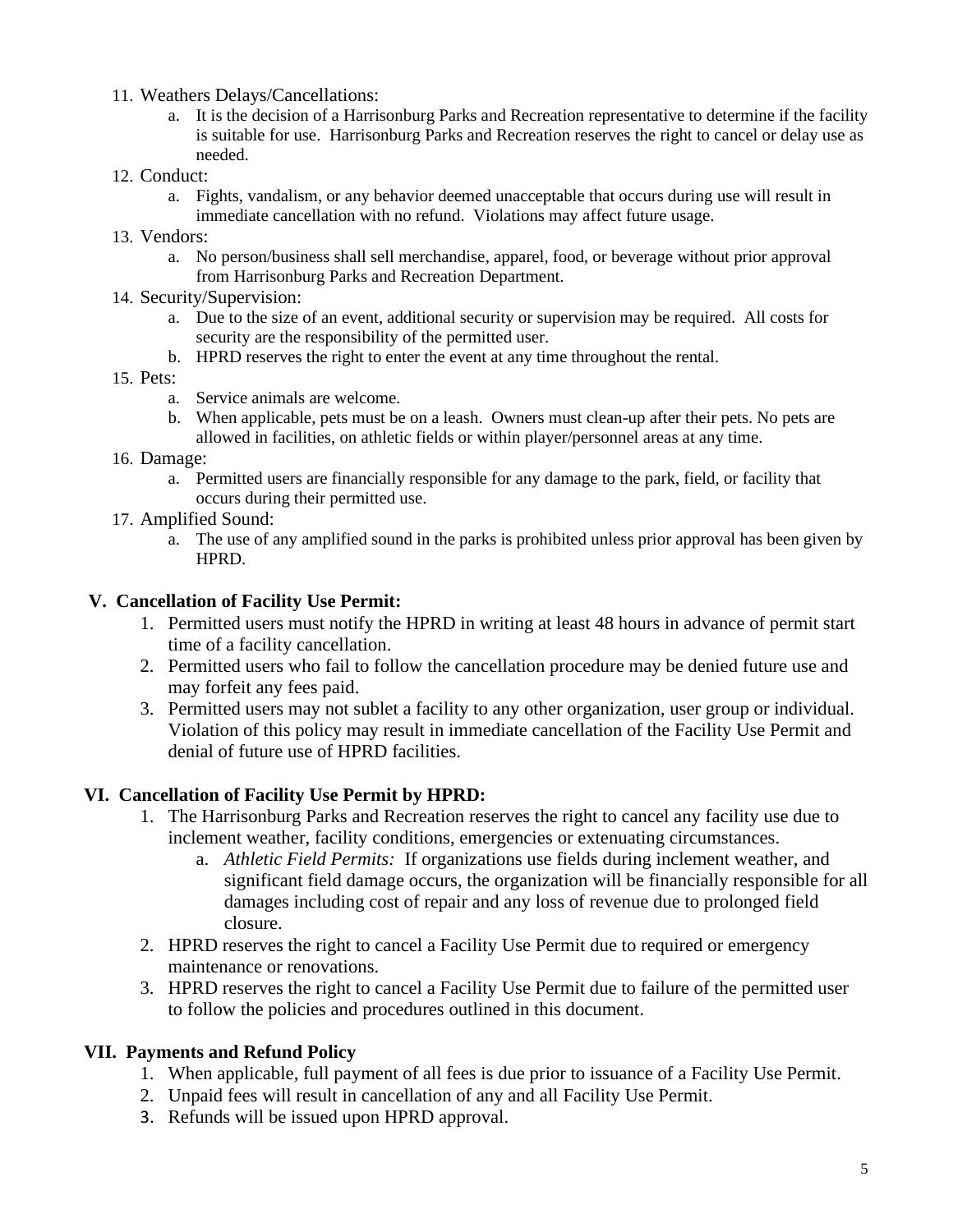11. Weathers Delays/Cancellations:
    a. It is the decision of a Harrisonburg Parks and Recreation representative to determine if the facility is suitable for use. Harrisonburg Parks and Recreation reserves the right to cancel or delay use as needed.
12. Conduct:
    a. Fights, vandalism, or any behavior deemed unacceptable that occurs during use will result in immediate cancellation with no refund. Violations may affect future usage.
13. Vendors:
    a. No person/business shall sell merchandise, apparel, food, or beverage without prior approval from Harrisonburg Parks and Recreation Department.
14. Security/Supervision:
    a. Due to the size of an event, additional security or supervision may be required. All costs for security are the responsibility of the permitted user.
    b. HPRD reserves the right to enter the event at any time throughout the rental.
15. Pets:
    a. Service animals are welcome.
    b. When applicable, pets must be on a leash. Owners must clean-up after their pets. No pets are allowed in facilities, on athletic fields or within player/personnel areas at any time.
16. Damage:
    a. Permitted users are financially responsible for any damage to the park, field, or facility that occurs during their permitted use.
17. Amplified Sound:
    a. The use of any amplified sound in the parks is prohibited unless prior approval has been given by HPRD.

## V. Cancellation of Facility Use Permit:

1. Permitted users must notify the HPRD in writing at least 48 hours in advance of permit start time of a facility cancellation.
2. Permitted users who fail to follow the cancellation procedure may be denied future use and may forfeit any fees paid.
3. Permitted users may not sublet a facility to any other organization, user group or individual. Violation of this policy may result in immediate cancellation of the Facility Use Permit and denial of future use of HPRD facilities.

## VI. Cancellation of Facility Use Permit by HPRD:

1. The Harrisonburg Parks and Recreation reserves the right to cancel any facility use due to inclement weather, facility conditions, emergencies or extenuating circumstances.
    a. *Athletic Field Permits:* If organizations use fields during inclement weather, and significant field damage occurs, the organization will be financially responsible for all damages including cost of repair and any loss of revenue due to prolonged field closure.
2. HPRD reserves the right to cancel a Facility Use Permit due to required or emergency maintenance or renovations.
3. HPRD reserves the right to cancel a Facility Use Permit due to failure of the permitted user to follow the policies and procedures outlined in this document.

## VII. Payments and Refund Policy

1. When applicable, full payment of all fees is due prior to issuance of a Facility Use Permit.
2. Unpaid fees will result in cancellation of any and all Facility Use Permit.
3. Refunds will be issued upon HPRD approval.